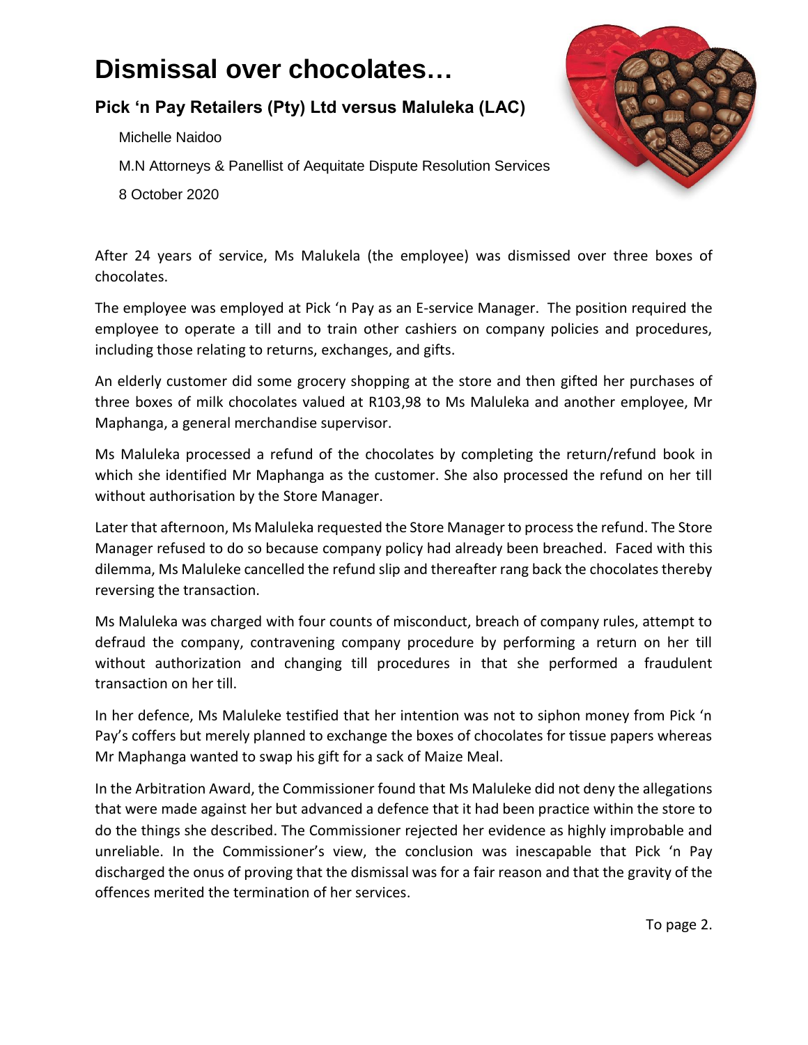# Dismissal over chocolates…

## Pick 'n Pay Retailers (Pty) Ltd versus Maluleka (LAC)

Michelle Naidoo

M.N Attorneys & Panellist of Aequitate Dispute Resolution Services

8 October 2020

After 24 years of service, Ms Malukela (the employee) was dismissed over three boxes of chocolates.

The employee was employed at Pick 'n Pay as an E-service Manager. The position required the employee to operate a till and to train other cashiers on company policies and procedures, including those relating to returns, exchanges, and gifts.

An elderly customer did some grocery shopping at the store and then gifted her purchases of three boxes of milk chocolates valued at R103,98 to Ms Maluleka and another employee, Mr Maphanga, a general merchandise supervisor.

Ms Maluleka processed a refund of the chocolates by completing the return/refund book in which she identified Mr Maphanga as the customer. She also processed the refund on her till without authorisation by the Store Manager.

Later that afternoon, Ms Maluleka requested the Store Manager to process the refund. The Store Manager refused to do so because company policy had already been breached. Faced with this dilemma, Ms Maluleke cancelled the refund slip and thereafter rang back the chocolates thereby reversing the transaction.

Ms Maluleka was charged with four counts of misconduct, breach of company rules, attempt to defraud the company, contravening company procedure by performing a return on her till without authorization and changing till procedures in that she performed a fraudulent transaction on her till.

In her defence, Ms Maluleke testified that her intention was not to siphon money from Pick 'n Pay's coffers but merely planned to exchange the boxes of chocolates for tissue papers whereas Mr Maphanga wanted to swap his gift for a sack of Maize Meal.

In the Arbitration Award, the Commissioner found that Ms Maluleke did not deny the allegations that were made against her but advanced a defence that it had been practice within the store to do the things she described. The Commissioner rejected her evidence as highly improbable and unreliable. In the Commissioner's view, the conclusion was inescapable that Pick 'n Pay discharged the onus of proving that the dismissal was for a fair reason and that the gravity of the offences merited the termination of her services.

To page 2.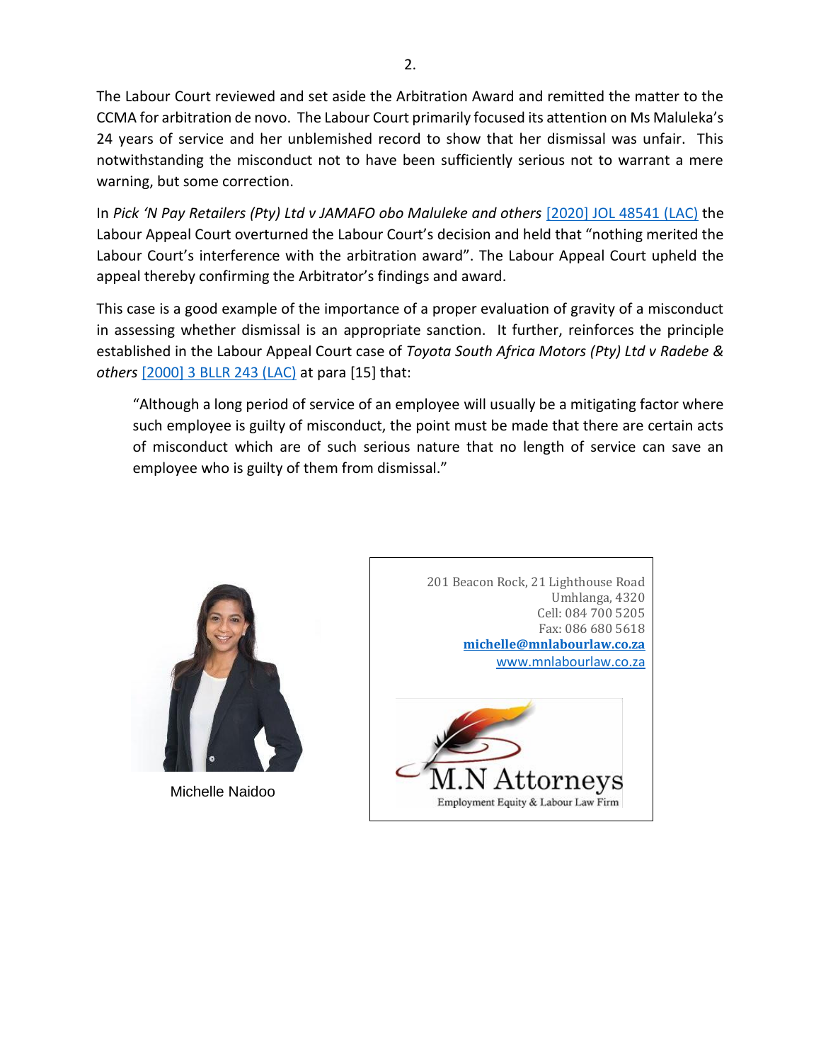The Labour Court reviewed and set aside the Arbitration Award and remitted the matter to the CCMA for arbitration de novo. The Labour Court primarily focused its attention on Ms Maluleka's 24 years of service and her unblemished record to show that her dismissal was unfair. This notwithstanding the misconduct not to have been sufficiently serious not to warrant a mere warning, but some correction.

In *Pick 'N Pay Retailers (Pty) Ltd v JAMAFO obo Maluleke and others* [2020] JOL 48541 (LAC) the Labour Appeal Court overturned the Labour Court's decision and held that "nothing merited the Labour Court's interference with the arbitration award". The Labour Appeal Court upheld the appeal thereby confirming the Arbitrator's findings and award.

This case is a good example of the importance of a proper evaluation of gravity of a misconduct in assessing whether dismissal is an appropriate sanction. It further, reinforces the principle established in the Labour Appeal Court case of *Toyota South Africa Motors (Pty) Ltd v Radebe & others* [2000] 3 BLLR 243 (LAC) at para [15] that:

> "Although a long period of service of an employee will usually be a mitigating factor where such employee is guilty of misconduct, the point must be made that there are certain acts of misconduct which are of such serious nature that no length of service can save an employee who is guilty of them from dismissal."

Michelle Naidoo

201 Beacon Rock, 21 Lighthouse Road
Umhlanga, 4320
Cell: 084 700 5205
Fax: 086 680 5618
**michelle@mnlabourlaw.co.za**
www.mnlabourlaw.co.za

M.N Attorneys
Employment Equity & Labour Law Firm